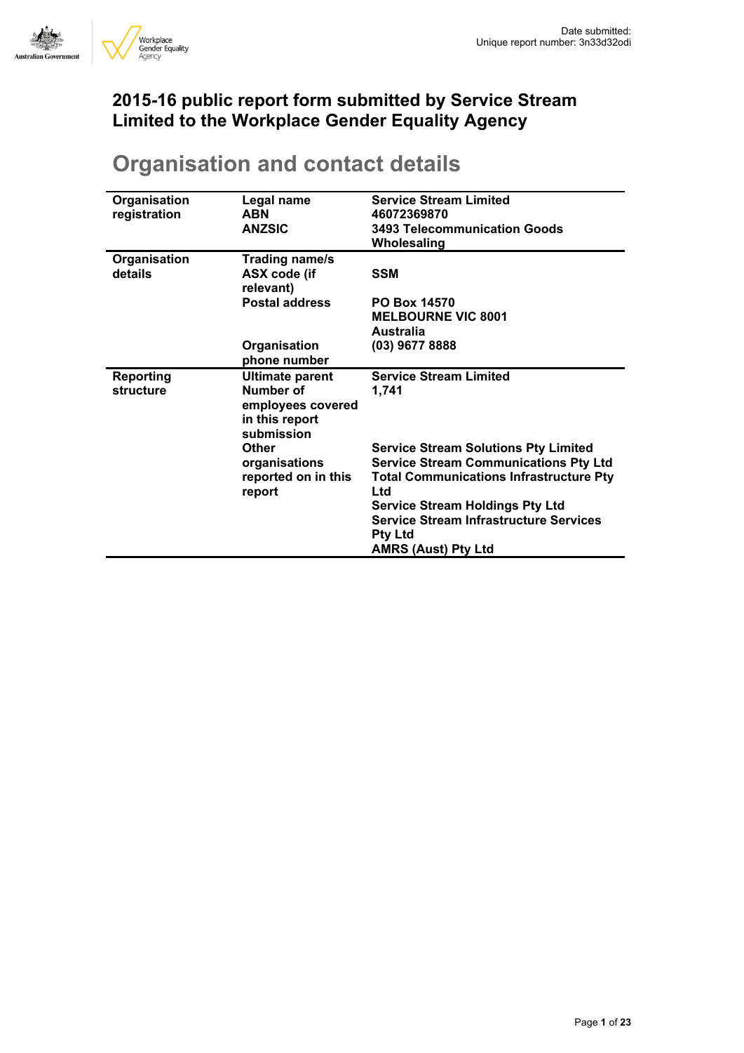Date submitted:
Unique report number: 3n33d32odi

# 2015-16 public report form submitted by Service Stream Limited to the Workplace Gender Equality Agency

## Organisation and contact details

| | | |
|---|---|---|
| **Organisation registration** | **Legal name** | **Service Stream Limited** |
| | **ABN** | **46072369870** |
| | **ANZSIC** | **3493 Telecommunication Goods Wholesaling** |
| **Organisation details** | **Trading name/s** | |
| | **ASX code (if relevant)** | **SSM** |
| | **Postal address** | **PO Box 14570 MELBOURNE VIC 8001 Australia** |
| | **Organisation phone number** | **(03) 9677 8888** |
| **Reporting structure** | **Ultimate parent** | **Service Stream Limited** |
| | **Number of employees covered in this report submission** | **1,741** |
| | **Other organisations reported on in this report** | **Service Stream Solutions Pty Limited**<br>**Service Stream Communications Pty Ltd**<br>**Total Communications Infrastructure Pty Ltd**<br>**Service Stream Holdings Pty Ltd**<br>**Service Stream Infrastructure Services Pty Ltd**<br>**AMRS (Aust) Pty Ltd** |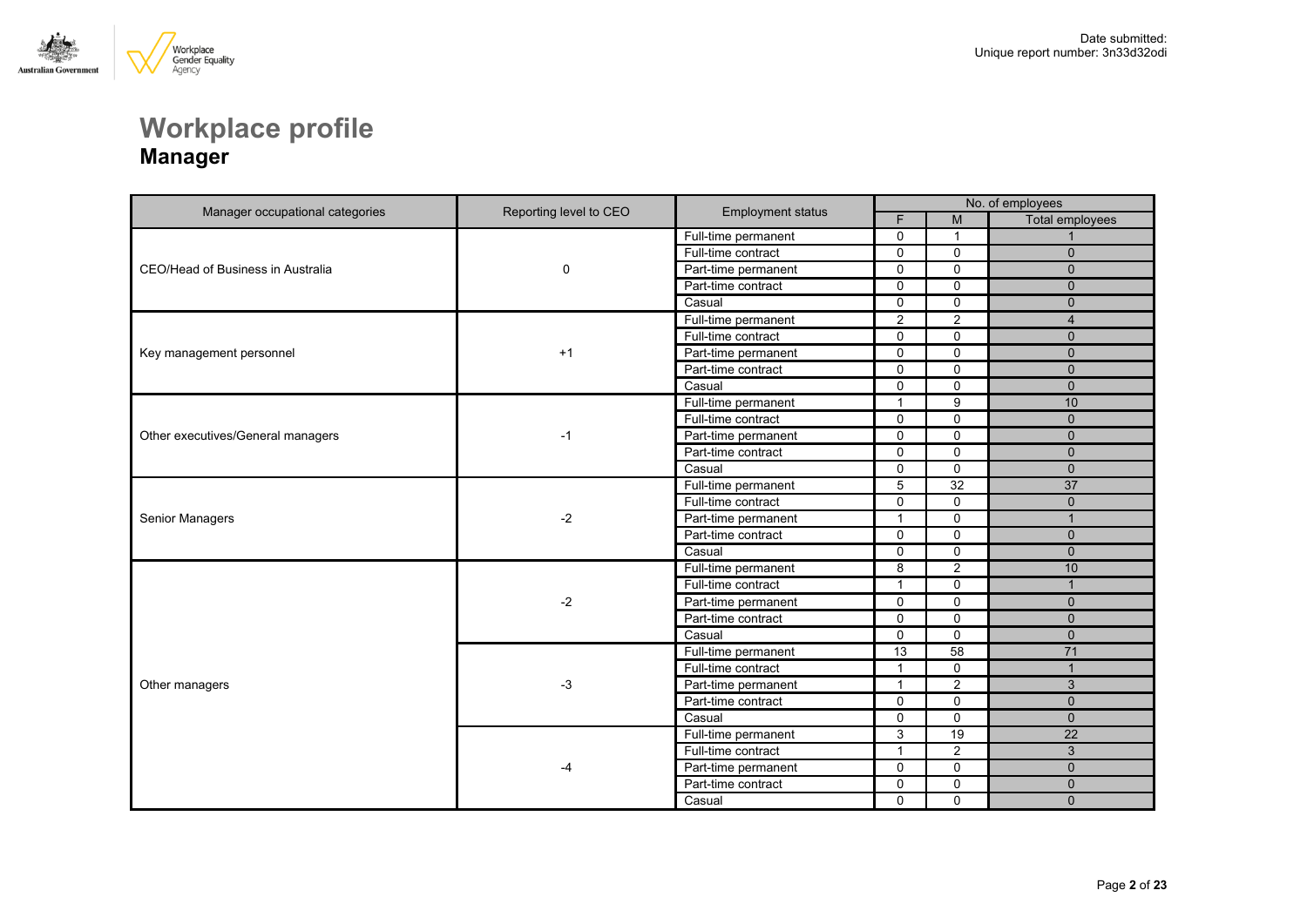Date submitted:
Unique report number: 3n33d32odi

# Workplace profile
## Manager

| Manager occupational categories | Reporting level to CEO | Employment status | No. of employees | | |
|---|---|---|---|---|---|
| | | | F | M | Total employees |
| CEO/Head of Business in Australia | 0 | Full-time permanent | 0 | 1 | 1 |
| | | Full-time contract | 0 | 0 | 0 |
| | | Part-time permanent | 0 | 0 | 0 |
| | | Part-time contract | 0 | 0 | 0 |
| | | Casual | 0 | 0 | 0 |
| Key management personnel | +1 | Full-time permanent | 2 | 2 | 4 |
| | | Full-time contract | 0 | 0 | 0 |
| | | Part-time permanent | 0 | 0 | 0 |
| | | Part-time contract | 0 | 0 | 0 |
| | | Casual | 0 | 0 | 0 |
| Other executives/General managers | -1 | Full-time permanent | 1 | 9 | 10 |
| | | Full-time contract | 0 | 0 | 0 |
| | | Part-time permanent | 0 | 0 | 0 |
| | | Part-time contract | 0 | 0 | 0 |
| | | Casual | 0 | 0 | 0 |
| Senior Managers | -2 | Full-time permanent | 5 | 32 | 37 |
| | | Full-time contract | 0 | 0 | 0 |
| | | Part-time permanent | 1 | 0 | 1 |
| | | Part-time contract | 0 | 0 | 0 |
| | | Casual | 0 | 0 | 0 |
| Other managers | -2 | Full-time permanent | 8 | 2 | 10 |
| | | Full-time contract | 1 | 0 | 1 |
| | | Part-time permanent | 0 | 0 | 0 |
| | | Part-time contract | 0 | 0 | 0 |
| | | Casual | 0 | 0 | 0 |
| | -3 | Full-time permanent | 13 | 58 | 71 |
| | | Full-time contract | 1 | 0 | 1 |
| | | Part-time permanent | 1 | 2 | 3 |
| | | Part-time contract | 0 | 0 | 0 |
| | | Casual | 0 | 0 | 0 |
| | -4 | Full-time permanent | 3 | 19 | 22 |
| | | Full-time contract | 1 | 2 | 3 |
| | | Part-time permanent | 0 | 0 | 0 |
| | | Part-time contract | 0 | 0 | 0 |
| | | Casual | 0 | 0 | 0 |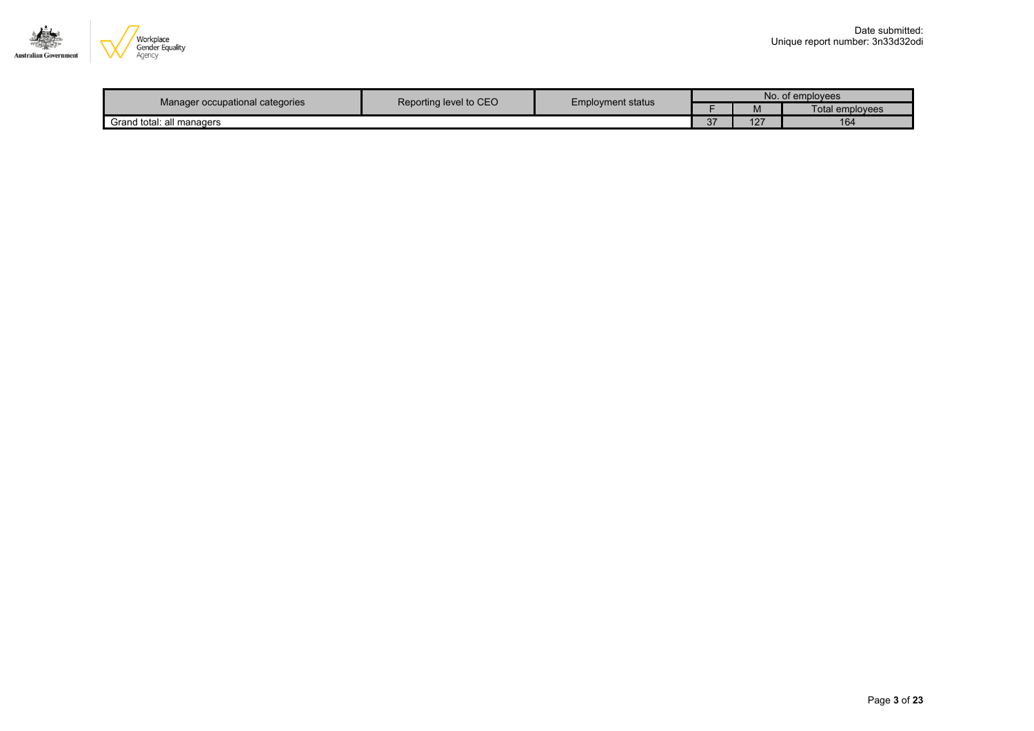| Manager occupational categories | Reporting level to CEO | Employment status | No. of employees | | |
|---|---|---|---|---|---|
| | | | F | M | Total employees |
| Grand total: all managers | | | 37 | 127 | 164 |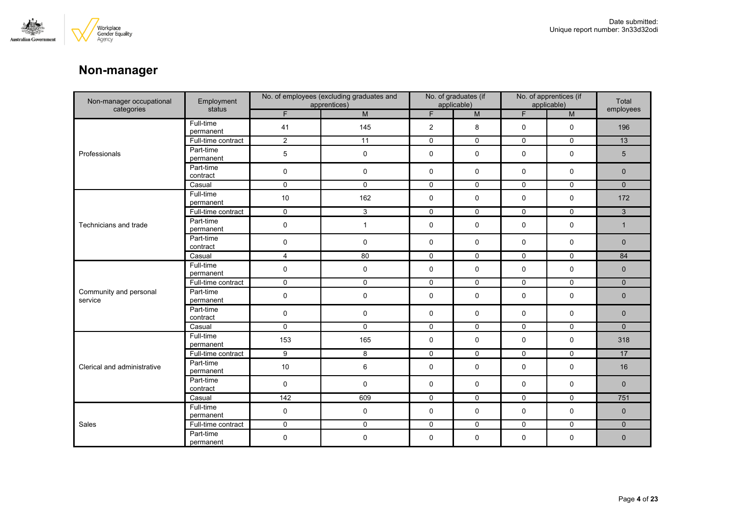# Non-manager

| Non-manager occupational categories | Employment status | No. of employees (excluding graduates and apprentices) | | No. of graduates (if applicable) | | No. of apprentices (if applicable) | | Total employees |
|---|---|---|---|---|---|---|---|---|
| | | F | M | F | M | F | M | |
| Professionals | Full-time permanent | 41 | 145 | 2 | 8 | 0 | 0 | 196 |
| | Full-time contract | 2 | 11 | 0 | 0 | 0 | 0 | 13 |
| | Part-time permanent | 5 | 0 | 0 | 0 | 0 | 0 | 5 |
| | Part-time contract | 0 | 0 | 0 | 0 | 0 | 0 | 0 |
| | Casual | 0 | 0 | 0 | 0 | 0 | 0 | 0 |
| Technicians and trade | Full-time permanent | 10 | 162 | 0 | 0 | 0 | 0 | 172 |
| | Full-time contract | 0 | 3 | 0 | 0 | 0 | 0 | 3 |
| | Part-time permanent | 0 | 1 | 0 | 0 | 0 | 0 | 1 |
| | Part-time contract | 0 | 0 | 0 | 0 | 0 | 0 | 0 |
| | Casual | 4 | 80 | 0 | 0 | 0 | 0 | 84 |
| Community and personal service | Full-time permanent | 0 | 0 | 0 | 0 | 0 | 0 | 0 |
| | Full-time contract | 0 | 0 | 0 | 0 | 0 | 0 | 0 |
| | Part-time permanent | 0 | 0 | 0 | 0 | 0 | 0 | 0 |
| | Part-time contract | 0 | 0 | 0 | 0 | 0 | 0 | 0 |
| | Casual | 0 | 0 | 0 | 0 | 0 | 0 | 0 |
| Clerical and administrative | Full-time permanent | 153 | 165 | 0 | 0 | 0 | 0 | 318 |
| | Full-time contract | 9 | 8 | 0 | 0 | 0 | 0 | 17 |
| | Part-time permanent | 10 | 6 | 0 | 0 | 0 | 0 | 16 |
| | Part-time contract | 0 | 0 | 0 | 0 | 0 | 0 | 0 |
| | Casual | 142 | 609 | 0 | 0 | 0 | 0 | 751 |
| Sales | Full-time permanent | 0 | 0 | 0 | 0 | 0 | 0 | 0 |
| | Full-time contract | 0 | 0 | 0 | 0 | 0 | 0 | 0 |
| | Part-time permanent | 0 | 0 | 0 | 0 | 0 | 0 | 0 |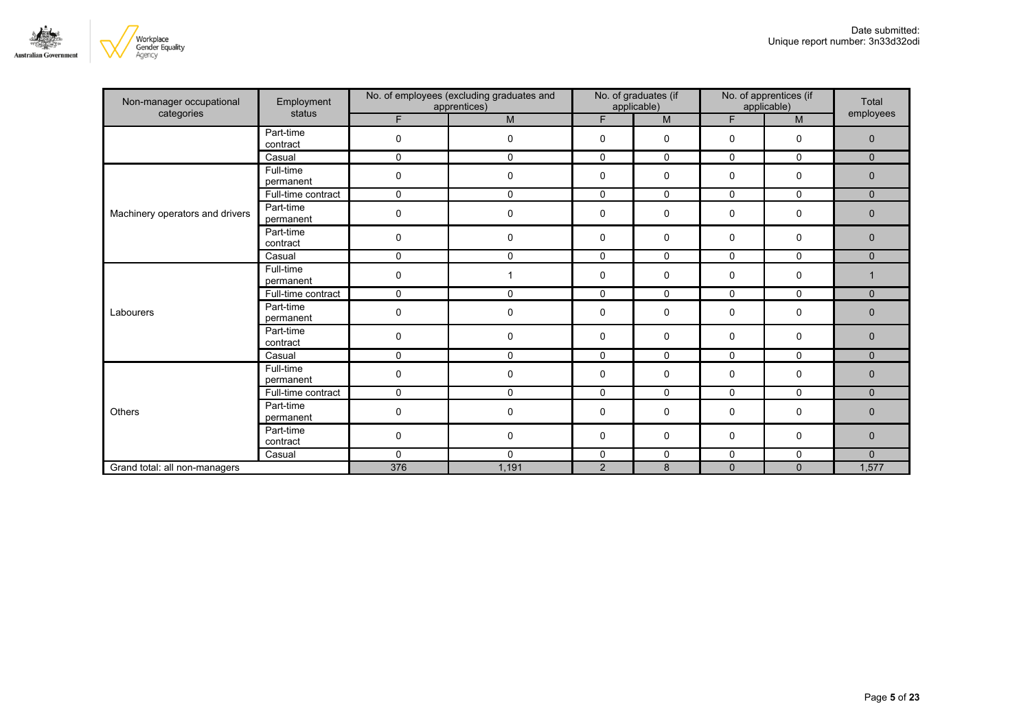Date submitted:
Unique report number: 3n33d32odi

| Non-manager occupational categories | Employment status | No. of employees (excluding graduates and apprentices) | | No. of graduates (if applicable) | | No. of apprentices (if applicable) | | Total employees |
|---|---|---|---|---|---|---|---|---|
| | | F | M | F | M | F | M | |
| | Part-time contract | 0 | 0 | 0 | 0 | 0 | 0 | 0 |
| | Casual | 0 | 0 | 0 | 0 | 0 | 0 | 0 |
| Machinery operators and drivers | Full-time permanent | 0 | 0 | 0 | 0 | 0 | 0 | 0 |
| | Full-time contract | 0 | 0 | 0 | 0 | 0 | 0 | 0 |
| | Part-time permanent | 0 | 0 | 0 | 0 | 0 | 0 | 0 |
| | Part-time contract | 0 | 0 | 0 | 0 | 0 | 0 | 0 |
| | Casual | 0 | 0 | 0 | 0 | 0 | 0 | 0 |
| Labourers | Full-time permanent | 0 | 1 | 0 | 0 | 0 | 0 | 1 |
| | Full-time contract | 0 | 0 | 0 | 0 | 0 | 0 | 0 |
| | Part-time permanent | 0 | 0 | 0 | 0 | 0 | 0 | 0 |
| | Part-time contract | 0 | 0 | 0 | 0 | 0 | 0 | 0 |
| | Casual | 0 | 0 | 0 | 0 | 0 | 0 | 0 |
| Others | Full-time permanent | 0 | 0 | 0 | 0 | 0 | 0 | 0 |
| | Full-time contract | 0 | 0 | 0 | 0 | 0 | 0 | 0 |
| | Part-time permanent | 0 | 0 | 0 | 0 | 0 | 0 | 0 |
| | Part-time contract | 0 | 0 | 0 | 0 | 0 | 0 | 0 |
| | Casual | 0 | 0 | 0 | 0 | 0 | 0 | 0 |
| Grand total: all non-managers | | 376 | 1,191 | 2 | 8 | 0 | 0 | 1,577 |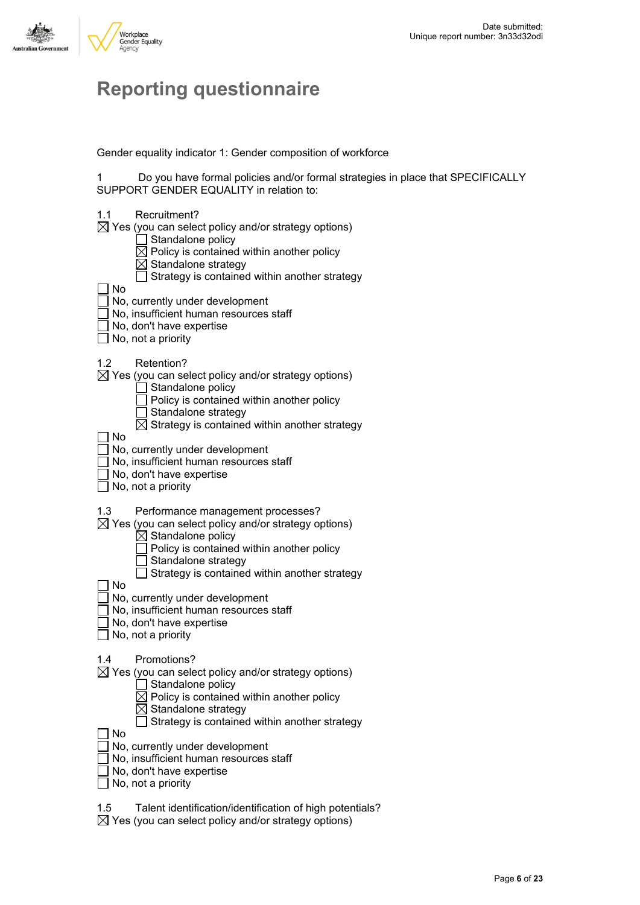Date submitted:
Unique report number: 3n33d32odi

# Reporting questionnaire

Gender equality indicator 1: Gender composition of workforce

1 Do you have formal policies and/or formal strategies in place that SPECIFICALLY SUPPORT GENDER EQUALITY in relation to:

1.1 Recruitment?

☒ Yes (you can select policy and/or strategy options)
- ☐ Standalone policy
- ☒ Policy is contained within another policy
- ☒ Standalone strategy
- ☐ Strategy is contained within another strategy

☐ No
☐ No, currently under development
☐ No, insufficient human resources staff
☐ No, don't have expertise
☐ No, not a priority

1.2 Retention?

☒ Yes (you can select policy and/or strategy options)
- ☐ Standalone policy
- ☐ Policy is contained within another policy
- ☐ Standalone strategy
- ☒ Strategy is contained within another strategy

☐ No
☐ No, currently under development
☐ No, insufficient human resources staff
☐ No, don't have expertise
☐ No, not a priority

1.3 Performance management processes?

☒ Yes (you can select policy and/or strategy options)
- ☒ Standalone policy
- ☐ Policy is contained within another policy
- ☐ Standalone strategy
- ☐ Strategy is contained within another strategy

☐ No
☐ No, currently under development
☐ No, insufficient human resources staff
☐ No, don't have expertise
☐ No, not a priority

1.4 Promotions?

☒ Yes (you can select policy and/or strategy options)
- ☐ Standalone policy
- ☒ Policy is contained within another policy
- ☒ Standalone strategy
- ☐ Strategy is contained within another strategy

☐ No
☐ No, currently under development
☐ No, insufficient human resources staff
☐ No, don't have expertise
☐ No, not a priority

1.5 Talent identification/identification of high potentials?

☒ Yes (you can select policy and/or strategy options)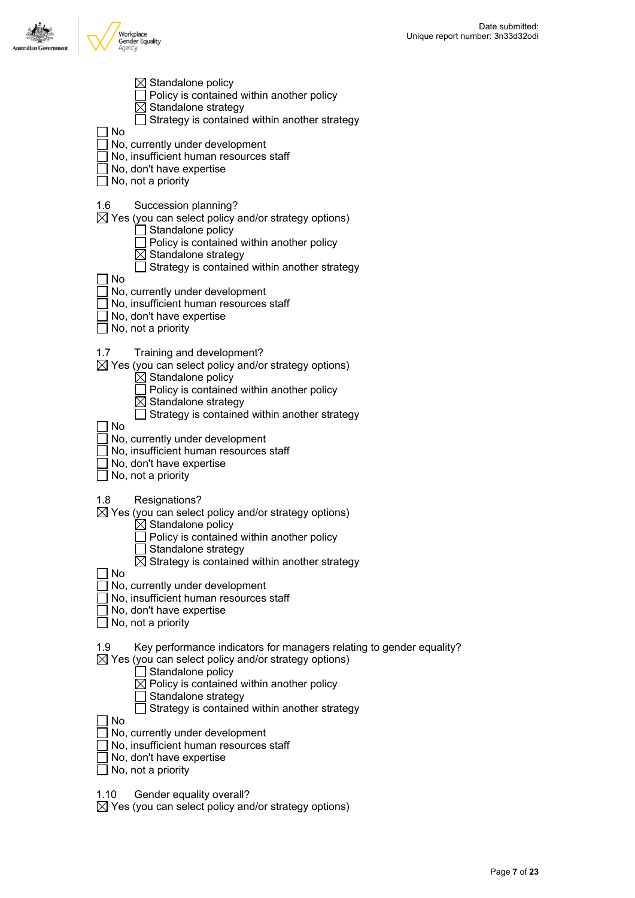- ☒ Standalone policy
- ☐ Policy is contained within another policy
- ☒ Standalone strategy
- ☐ Strategy is contained within another strategy

☐ No
☐ No, currently under development
☐ No, insufficient human resources staff
☐ No, don't have expertise
☐ No, not a priority

1.6 Succession planning?

☒ Yes (you can select policy and/or strategy options)
- ☐ Standalone policy
- ☐ Policy is contained within another policy
- ☒ Standalone strategy
- ☐ Strategy is contained within another strategy

☐ No
☐ No, currently under development
☐ No, insufficient human resources staff
☐ No, don't have expertise
☐ No, not a priority

1.7 Training and development?

☒ Yes (you can select policy and/or strategy options)
- ☒ Standalone policy
- ☐ Policy is contained within another policy
- ☒ Standalone strategy
- ☐ Strategy is contained within another strategy

☐ No
☐ No, currently under development
☐ No, insufficient human resources staff
☐ No, don't have expertise
☐ No, not a priority

1.8 Resignations?

☒ Yes (you can select policy and/or strategy options)
- ☒ Standalone policy
- ☐ Policy is contained within another policy
- ☐ Standalone strategy
- ☒ Strategy is contained within another strategy

☐ No
☐ No, currently under development
☐ No, insufficient human resources staff
☐ No, don't have expertise
☐ No, not a priority

1.9 Key performance indicators for managers relating to gender equality?

☒ Yes (you can select policy and/or strategy options)
- ☐ Standalone policy
- ☒ Policy is contained within another policy
- ☐ Standalone strategy
- ☐ Strategy is contained within another strategy

☐ No
☐ No, currently under development
☐ No, insufficient human resources staff
☐ No, don't have expertise
☐ No, not a priority

1.10 Gender equality overall?

☒ Yes (you can select policy and/or strategy options)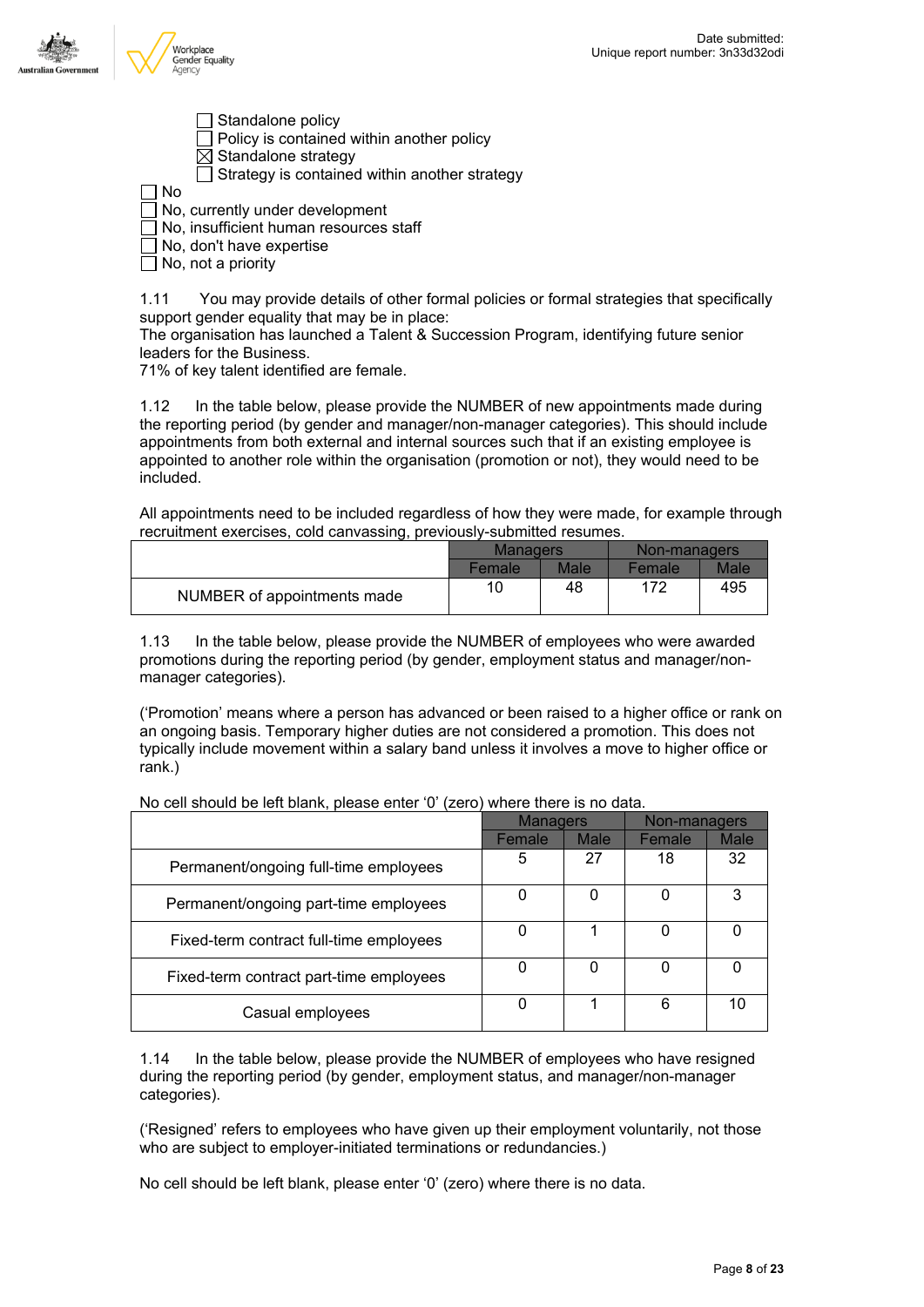- [ ] Standalone policy
- [ ] Policy is contained within another policy
- [x] Standalone strategy
- [ ] Strategy is contained within another strategy

- [ ] No
- [ ] No, currently under development
- [ ] No, insufficient human resources staff
- [ ] No, don't have expertise
- [ ] No, not a priority

1.11 You may provide details of other formal policies or formal strategies that specifically support gender equality that may be in place:
The organisation has launched a Talent & Succession Program, identifying future senior leaders for the Business.
71% of key talent identified are female.

1.12 In the table below, please provide the NUMBER of new appointments made during the reporting period (by gender and manager/non-manager categories). This should include appointments from both external and internal sources such that if an existing employee is appointed to another role within the organisation (promotion or not), they would need to be included.

All appointments need to be included regardless of how they were made, for example through recruitment exercises, cold canvassing, previously-submitted resumes.

| | Managers | | Non-managers | |
|---|---|---|---|---|
| | Female | Male | Female | Male |
| NUMBER of appointments made | 10 | 48 | 172 | 495 |

1.13 In the table below, please provide the NUMBER of employees who were awarded promotions during the reporting period (by gender, employment status and manager/non-manager categories).

('Promotion' means where a person has advanced or been raised to a higher office or rank on an ongoing basis. Temporary higher duties are not considered a promotion. This does not typically include movement within a salary band unless it involves a move to higher office or rank.)

No cell should be left blank, please enter '0' (zero) where there is no data.

| | Managers | | Non-managers | |
|---|---|---|---|---|
| | Female | Male | Female | Male |
| Permanent/ongoing full-time employees | 5 | 27 | 18 | 32 |
| Permanent/ongoing part-time employees | 0 | 0 | 0 | 3 |
| Fixed-term contract full-time employees | 0 | 1 | 0 | 0 |
| Fixed-term contract part-time employees | 0 | 0 | 0 | 0 |
| Casual employees | 0 | 1 | 6 | 10 |

1.14 In the table below, please provide the NUMBER of employees who have resigned during the reporting period (by gender, employment status, and manager/non-manager categories).

('Resigned' refers to employees who have given up their employment voluntarily, not those who are subject to employer-initiated terminations or redundancies.)

No cell should be left blank, please enter '0' (zero) where there is no data.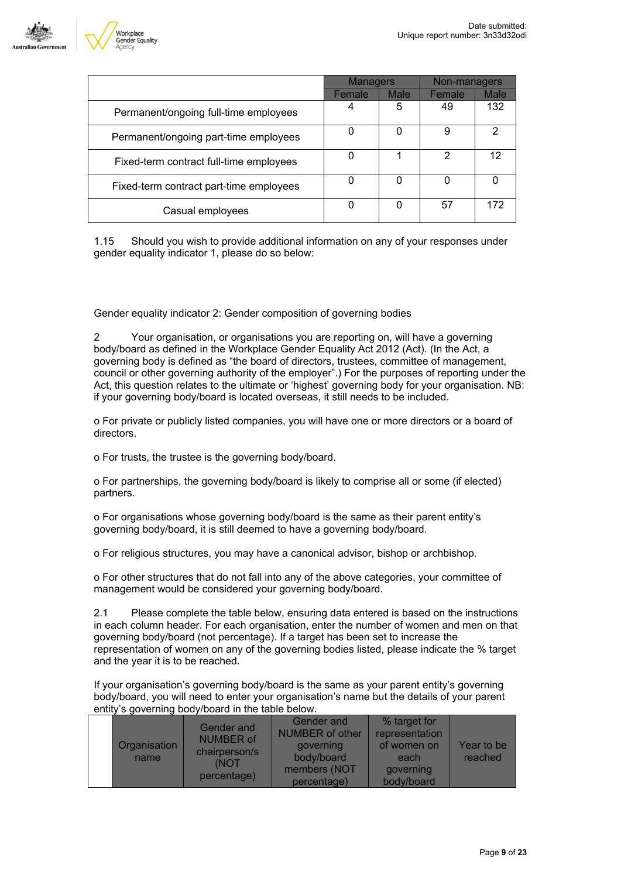| | Managers | | Non-managers | |
|---|---|---|---|---|
| | Female | Male | Female | Male |
| Permanent/ongoing full-time employees | 4 | 5 | 49 | 132 |
| Permanent/ongoing part-time employees | 0 | 0 | 9 | 2 |
| Fixed-term contract full-time employees | 0 | 1 | 2 | 12 |
| Fixed-term contract part-time employees | 0 | 0 | 0 | 0 |
| Casual employees | 0 | 0 | 57 | 172 |

1.15 Should you wish to provide additional information on any of your responses under gender equality indicator 1, please do so below:

Gender equality indicator 2: Gender composition of governing bodies

2 Your organisation, or organisations you are reporting on, will have a governing body/board as defined in the Workplace Gender Equality Act 2012 (Act). (In the Act, a governing body is defined as "the board of directors, trustees, committee of management, council or other governing authority of the employer".) For the purposes of reporting under the Act, this question relates to the ultimate or 'highest' governing body for your organisation. NB: if your governing body/board is located overseas, it still needs to be included.

o For private or publicly listed companies, you will have one or more directors or a board of directors.

o For trusts, the trustee is the governing body/board.

o For partnerships, the governing body/board is likely to comprise all or some (if elected) partners.

o For organisations whose governing body/board is the same as their parent entity's governing body/board, it is still deemed to have a governing body/board.

o For religious structures, you may have a canonical advisor, bishop or archbishop.

o For other structures that do not fall into any of the above categories, your committee of management would be considered your governing body/board.

2.1 Please complete the table below, ensuring data entered is based on the instructions in each column header. For each organisation, enter the number of women and men on that governing body/board (not percentage). If a target has been set to increase the representation of women on any of the governing bodies listed, please indicate the % target and the year it is to be reached.

If your organisation's governing body/board is the same as your parent entity's governing body/board, you will need to enter your organisation's name but the details of your parent entity's governing body/board in the table below.

| | Organisation name | Gender and NUMBER of chairperson/s (NOT percentage) | Gender and NUMBER of other governing body/board members (NOT percentage) | % target for representation of women on each governing body/board | Year to be reached |
|---|---|---|---|---|---|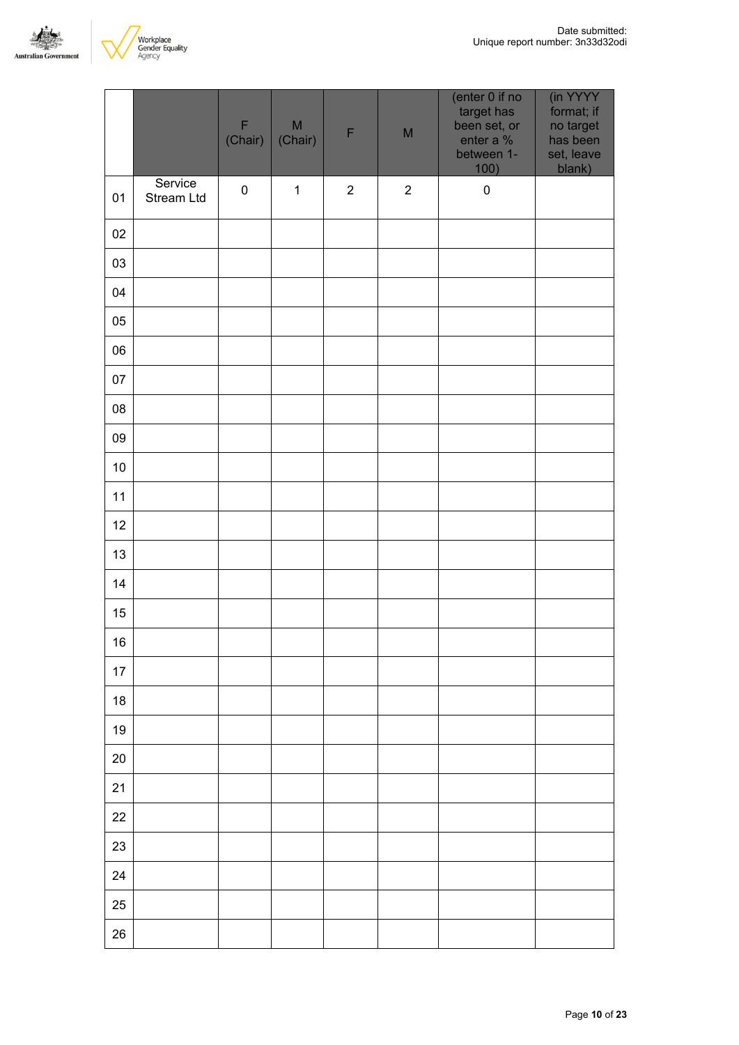| | | F (Chair) | M (Chair) | F | M | (enter 0 if no target has been set, or enter a % between 1-100) | (in YYYY format; if no target has been set, leave blank) |
|---|---|---|---|---|---|---|---|
| 01 | Service Stream Ltd | 0 | 1 | 2 | 2 | 0 | |
| 02 | | | | | | | |
| 03 | | | | | | | |
| 04 | | | | | | | |
| 05 | | | | | | | |
| 06 | | | | | | | |
| 07 | | | | | | | |
| 08 | | | | | | | |
| 09 | | | | | | | |
| 10 | | | | | | | |
| 11 | | | | | | | |
| 12 | | | | | | | |
| 13 | | | | | | | |
| 14 | | | | | | | |
| 15 | | | | | | | |
| 16 | | | | | | | |
| 17 | | | | | | | |
| 18 | | | | | | | |
| 19 | | | | | | | |
| 20 | | | | | | | |
| 21 | | | | | | | |
| 22 | | | | | | | |
| 23 | | | | | | | |
| 24 | | | | | | | |
| 25 | | | | | | | |
| 26 | | | | | | | |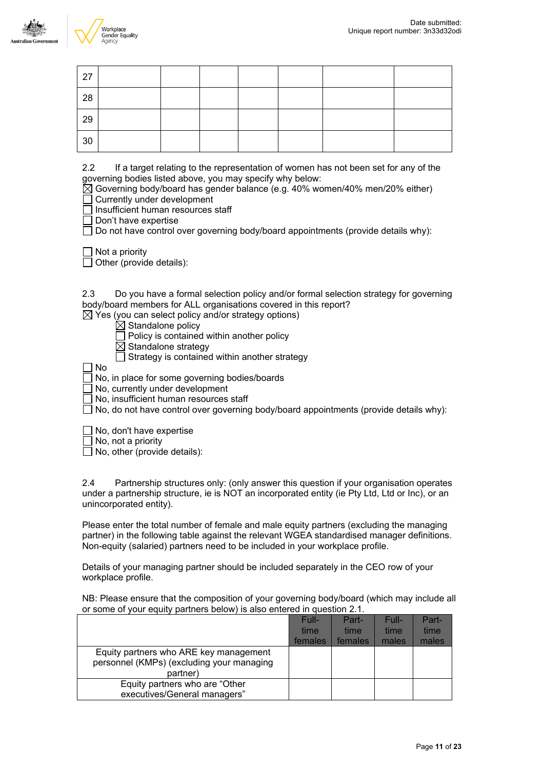| 27 | | | | | | | |
|---|---|---|---|---|---|---|---|
| 28 | | | | | | | |
| 29 | | | | | | | |
| 30 | | | | | | | |

2.2 If a target relating to the representation of women has not been set for any of the governing bodies listed above, you may specify why below:

☒ Governing body/board has gender balance (e.g. 40% women/40% men/20% either)
☐ Currently under development
☐ Insufficient human resources staff
☐ Don't have expertise
☐ Do not have control over governing body/board appointments (provide details why):

☐ Not a priority
☐ Other (provide details):

2.3 Do you have a formal selection policy and/or formal selection strategy for governing body/board members for ALL organisations covered in this report?

☒ Yes (you can select policy and/or strategy options)
- ☒ Standalone policy
- ☐ Policy is contained within another policy
- ☒ Standalone strategy
- ☐ Strategy is contained within another strategy

☐ No
☐ No, in place for some governing bodies/boards
☐ No, currently under development
☐ No, insufficient human resources staff
☐ No, do not have control over governing body/board appointments (provide details why):

☐ No, don't have expertise
☐ No, not a priority
☐ No, other (provide details):

2.4 Partnership structures only: (only answer this question if your organisation operates under a partnership structure, ie is NOT an incorporated entity (ie Pty Ltd, Ltd or Inc), or an unincorporated entity).

Please enter the total number of female and male equity partners (excluding the managing partner) in the following table against the relevant WGEA standardised manager definitions. Non-equity (salaried) partners need to be included in your workplace profile.

Details of your managing partner should be included separately in the CEO row of your workplace profile.

NB: Please ensure that the composition of your governing body/board (which may include all or some of your equity partners below) is also entered in question 2.1.

| | Full-time females | Part-time females | Full-time males | Part-time males |
|---|---|---|---|---|
| Equity partners who ARE key management personnel (KMPs) (excluding your managing partner) | | | | |
| Equity partners who are "Other executives/General managers" | | | | |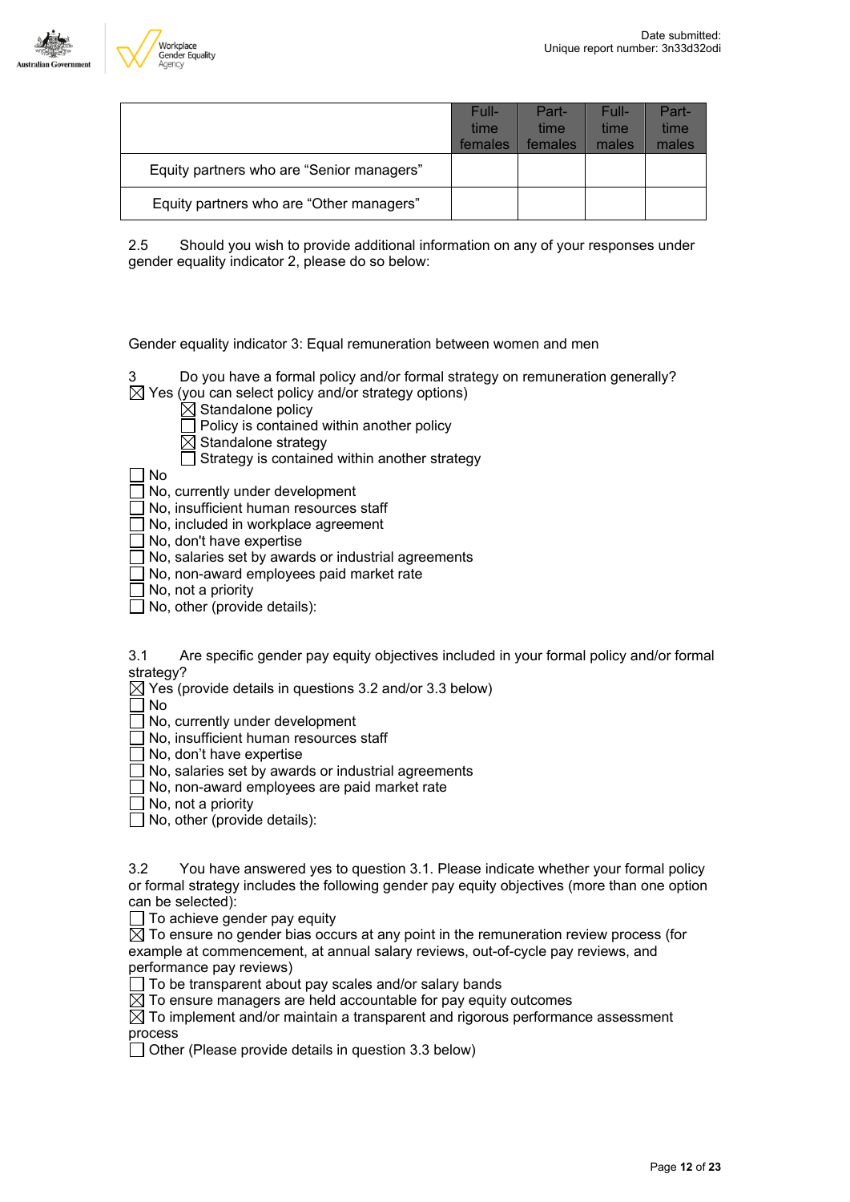| | Full-time females | Part-time females | Full-time males | Part-time males |
|---|---|---|---|---|
| Equity partners who are “Senior managers” | | | | |
| Equity partners who are “Other managers” | | | | |

2.5 Should you wish to provide additional information on any of your responses under gender equality indicator 2, please do so below:

Gender equality indicator 3: Equal remuneration between women and men

3 Do you have a formal policy and/or formal strategy on remuneration generally?

☒ Yes (you can select policy and/or strategy options)
- ☒ Standalone policy
- ☐ Policy is contained within another policy
- ☒ Standalone strategy
- ☐ Strategy is contained within another strategy

☐ No
☐ No, currently under development
☐ No, insufficient human resources staff
☐ No, included in workplace agreement
☐ No, don't have expertise
☐ No, salaries set by awards or industrial agreements
☐ No, non-award employees paid market rate
☐ No, not a priority
☐ No, other (provide details):

3.1 Are specific gender pay equity objectives included in your formal policy and/or formal strategy?

☒ Yes (provide details in questions 3.2 and/or 3.3 below)
☐ No
☐ No, currently under development
☐ No, insufficient human resources staff
☐ No, don’t have expertise
☐ No, salaries set by awards or industrial agreements
☐ No, non-award employees are paid market rate
☐ No, not a priority
☐ No, other (provide details):

3.2 You have answered yes to question 3.1. Please indicate whether your formal policy or formal strategy includes the following gender pay equity objectives (more than one option can be selected):

☐ To achieve gender pay equity
☒ To ensure no gender bias occurs at any point in the remuneration review process (for example at commencement, at annual salary reviews, out-of-cycle pay reviews, and performance pay reviews)
☐ To be transparent about pay scales and/or salary bands
☒ To ensure managers are held accountable for pay equity outcomes
☒ To implement and/or maintain a transparent and rigorous performance assessment process
☐ Other (Please provide details in question 3.3 below)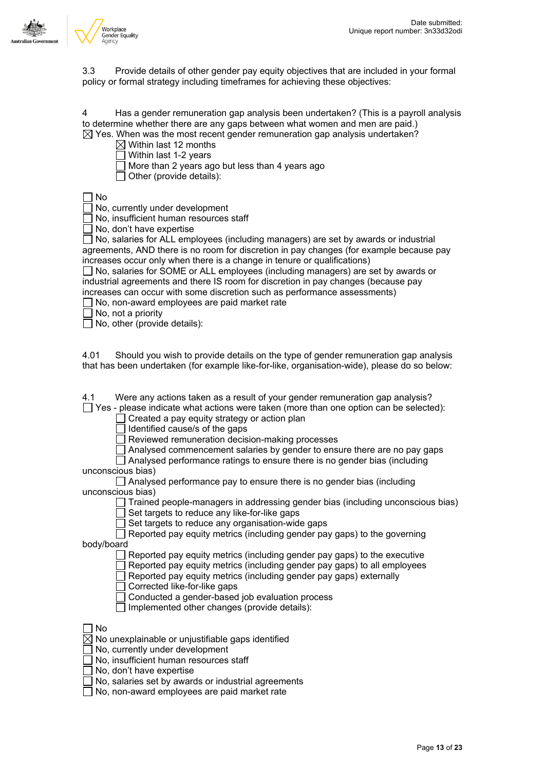3.3 Provide details of other gender pay equity objectives that are included in your formal policy or formal strategy including timeframes for achieving these objectives:

4 Has a gender remuneration gap analysis been undertaken? (This is a payroll analysis to determine whether there are any gaps between what women and men are paid.)

☒ Yes. When was the most recent gender remuneration gap analysis undertaken?

- ☒ Within last 12 months
- ☐ Within last 1-2 years
- ☐ More than 2 years ago but less than 4 years ago
- ☐ Other (provide details):

☐ No
☐ No, currently under development
☐ No, insufficient human resources staff
☐ No, don't have expertise
☐ No, salaries for ALL employees (including managers) are set by awards or industrial agreements, AND there is no room for discretion in pay changes (for example because pay increases occur only when there is a change in tenure or qualifications)
☐ No, salaries for SOME or ALL employees (including managers) are set by awards or industrial agreements and there IS room for discretion in pay changes (because pay increases can occur with some discretion such as performance assessments)
☐ No, non-award employees are paid market rate
☐ No, not a priority
☐ No, other (provide details):

4.01 Should you wish to provide details on the type of gender remuneration gap analysis that has been undertaken (for example like-for-like, organisation-wide), please do so below:

4.1 Were any actions taken as a result of your gender remuneration gap analysis?

☐ Yes - please indicate what actions were taken (more than one option can be selected):

- ☐ Created a pay equity strategy or action plan
- ☐ Identified cause/s of the gaps
- ☐ Reviewed remuneration decision-making processes
- ☐ Analysed commencement salaries by gender to ensure there are no pay gaps
- ☐ Analysed performance ratings to ensure there is no gender bias (including unconscious bias)
- ☐ Analysed performance pay to ensure there is no gender bias (including unconscious bias)
- ☐ Trained people-managers in addressing gender bias (including unconscious bias)
- ☐ Set targets to reduce any like-for-like gaps
- ☐ Set targets to reduce any organisation-wide gaps
- ☐ Reported pay equity metrics (including gender pay gaps) to the governing body/board
- ☐ Reported pay equity metrics (including gender pay gaps) to the executive
- ☐ Reported pay equity metrics (including gender pay gaps) to all employees
- ☐ Reported pay equity metrics (including gender pay gaps) externally
- ☐ Corrected like-for-like gaps
- ☐ Conducted a gender-based job evaluation process
- ☐ Implemented other changes (provide details):

☐ No
☒ No unexplainable or unjustifiable gaps identified
☐ No, currently under development
☐ No, insufficient human resources staff
☐ No, don't have expertise
☐ No, salaries set by awards or industrial agreements
☐ No, non-award employees are paid market rate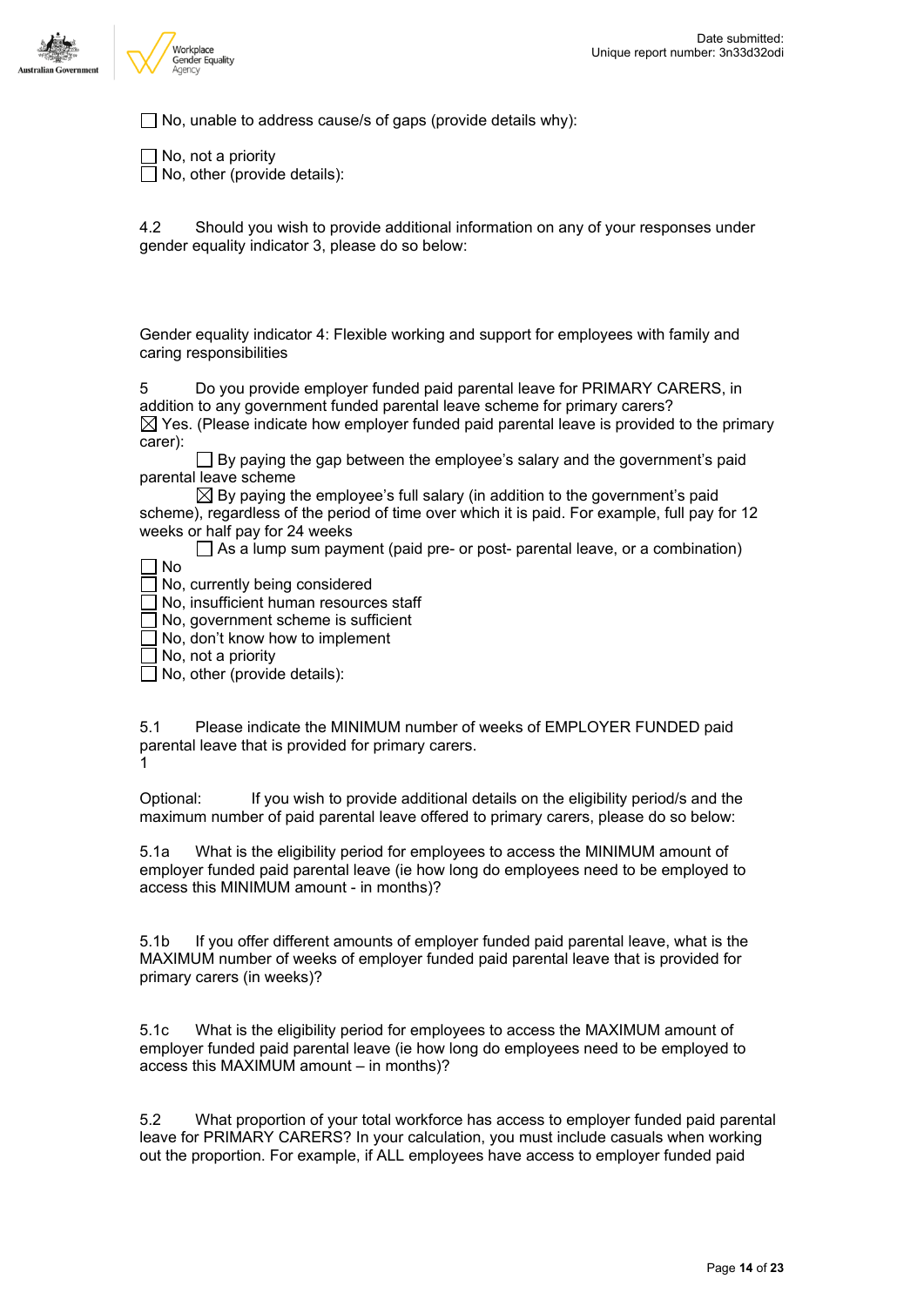- [ ] No, unable to address cause/s of gaps (provide details why):

- [ ] No, not a priority
- [ ] No, other (provide details):

4.2 Should you wish to provide additional information on any of your responses under gender equality indicator 3, please do so below:

Gender equality indicator 4: Flexible working and support for employees with family and caring responsibilities

5 Do you provide employer funded paid parental leave for PRIMARY CARERS, in addition to any government funded parental leave scheme for primary carers?

- [x] Yes. (Please indicate how employer funded paid parental leave is provided to the primary carer):
  - [ ] By paying the gap between the employee's salary and the government's paid parental leave scheme
  - [x] By paying the employee's full salary (in addition to the government's paid scheme), regardless of the period of time over which it is paid. For example, full pay for 12 weeks or half pay for 24 weeks
  - [ ] As a lump sum payment (paid pre- or post- parental leave, or a combination)
- [ ] No
- [ ] No, currently being considered
- [ ] No, insufficient human resources staff
- [ ] No, government scheme is sufficient
- [ ] No, don't know how to implement
- [ ] No, not a priority
- [ ] No, other (provide details):

5.1 Please indicate the MINIMUM number of weeks of EMPLOYER FUNDED paid parental leave that is provided for primary carers.

1

Optional: If you wish to provide additional details on the eligibility period/s and the maximum number of paid parental leave offered to primary carers, please do so below:

5.1a What is the eligibility period for employees to access the MINIMUM amount of employer funded paid parental leave (ie how long do employees need to be employed to access this MINIMUM amount - in months)?

5.1b If you offer different amounts of employer funded paid parental leave, what is the MAXIMUM number of weeks of employer funded paid parental leave that is provided for primary carers (in weeks)?

5.1c What is the eligibility period for employees to access the MAXIMUM amount of employer funded paid parental leave (ie how long do employees need to be employed to access this MAXIMUM amount – in months)?

5.2 What proportion of your total workforce has access to employer funded paid parental leave for PRIMARY CARERS? In your calculation, you must include casuals when working out the proportion. For example, if ALL employees have access to employer funded paid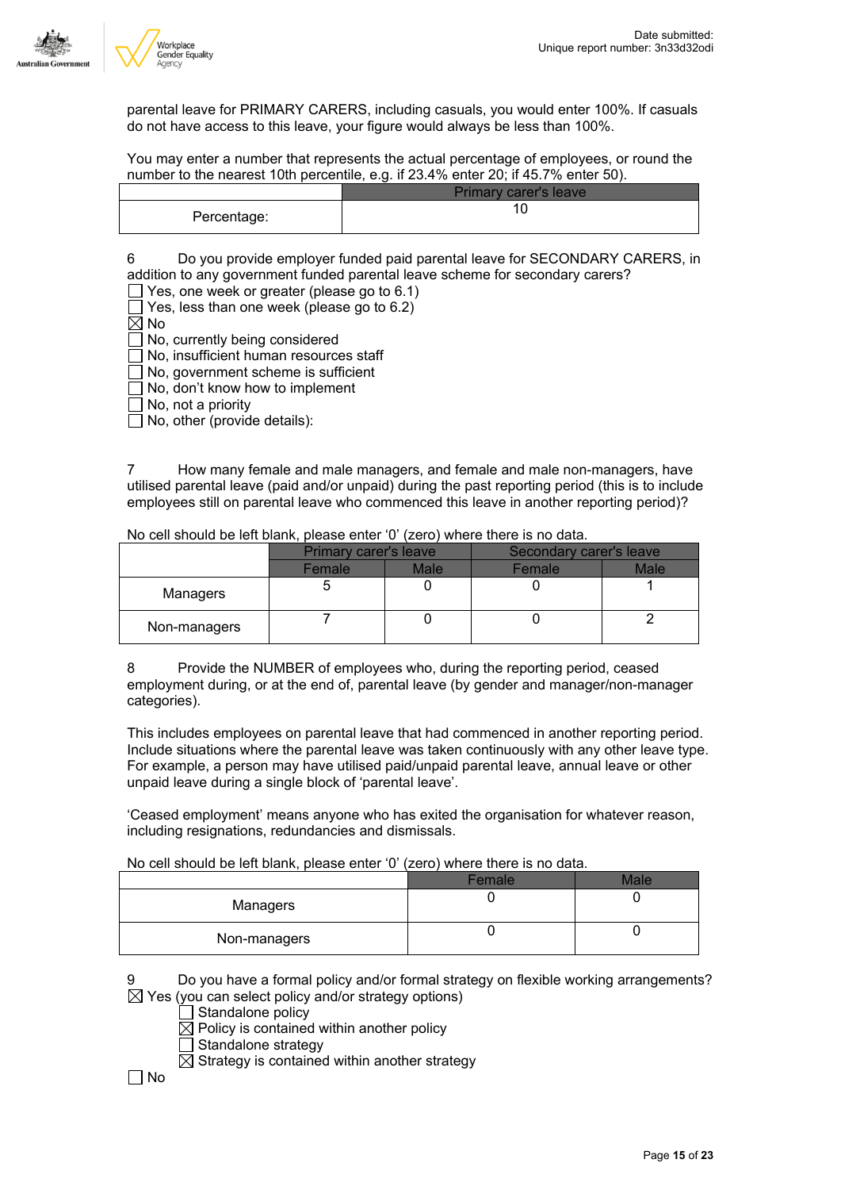parental leave for PRIMARY CARERS, including casuals, you would enter 100%. If casuals do not have access to this leave, your figure would always be less than 100%.

You may enter a number that represents the actual percentage of employees, or round the number to the nearest 10th percentile, e.g. if 23.4% enter 20; if 45.7% enter 50).

| | Primary carer's leave |
|---|---|
| Percentage: | 10 |

6 Do you provide employer funded paid parental leave for SECONDARY CARERS, in addition to any government funded parental leave scheme for secondary carers?

☐ Yes, one week or greater (please go to 6.1)
☐ Yes, less than one week (please go to 6.2)
☒ No
☐ No, currently being considered
☐ No, insufficient human resources staff
☐ No, government scheme is sufficient
☐ No, don't know how to implement
☐ No, not a priority
☐ No, other (provide details):

7 How many female and male managers, and female and male non-managers, have utilised parental leave (paid and/or unpaid) during the past reporting period (this is to include employees still on parental leave who commenced this leave in another reporting period)?

No cell should be left blank, please enter '0' (zero) where there is no data.

| | Primary carer's leave | | Secondary carer's leave | |
|---|---|---|---|---|
| | Female | Male | Female | Male |
| Managers | 5 | 0 | 0 | 1 |
| Non-managers | 7 | 0 | 0 | 2 |

8 Provide the NUMBER of employees who, during the reporting period, ceased employment during, or at the end of, parental leave (by gender and manager/non-manager categories).

This includes employees on parental leave that had commenced in another reporting period. Include situations where the parental leave was taken continuously with any other leave type. For example, a person may have utilised paid/unpaid parental leave, annual leave or other unpaid leave during a single block of 'parental leave'.

'Ceased employment' means anyone who has exited the organisation for whatever reason, including resignations, redundancies and dismissals.

No cell should be left blank, please enter '0' (zero) where there is no data.

| | Female | Male |
|---|---|---|
| Managers | 0 | 0 |
| Non-managers | 0 | 0 |

9 Do you have a formal policy and/or formal strategy on flexible working arrangements?

☒ Yes (you can select policy and/or strategy options)
- ☐ Standalone policy
- ☒ Policy is contained within another policy
- ☐ Standalone strategy
- ☒ Strategy is contained within another strategy

☐ No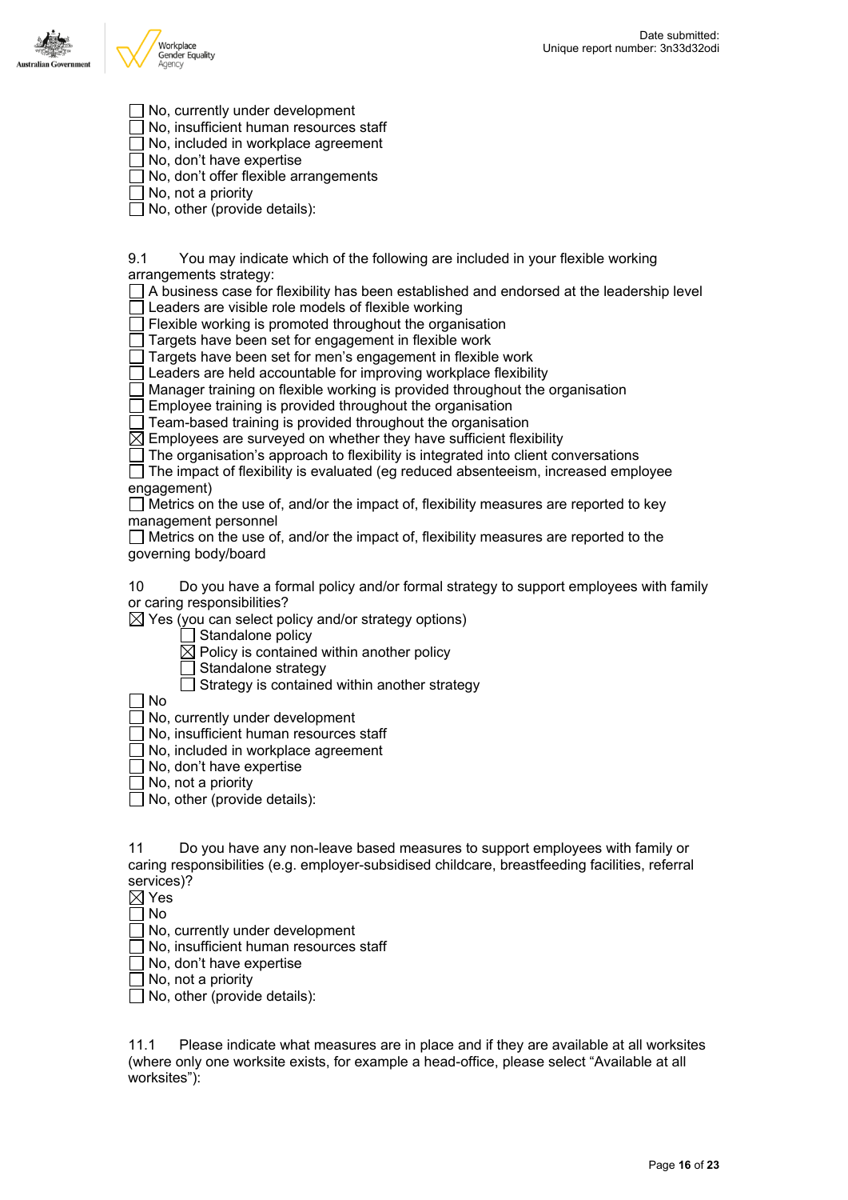☐ No, currently under development
☐ No, insufficient human resources staff
☐ No, included in workplace agreement
☐ No, don't have expertise
☐ No, don't offer flexible arrangements
☐ No, not a priority
☐ No, other (provide details):

9.1 You may indicate which of the following are included in your flexible working arrangements strategy:

☐ A business case for flexibility has been established and endorsed at the leadership level
☐ Leaders are visible role models of flexible working
☐ Flexible working is promoted throughout the organisation
☐ Targets have been set for engagement in flexible work
☐ Targets have been set for men's engagement in flexible work
☐ Leaders are held accountable for improving workplace flexibility
☐ Manager training on flexible working is provided throughout the organisation
☐ Employee training is provided throughout the organisation
☐ Team-based training is provided throughout the organisation
☒ Employees are surveyed on whether they have sufficient flexibility
☐ The organisation's approach to flexibility is integrated into client conversations
☐ The impact of flexibility is evaluated (eg reduced absenteeism, increased employee engagement)
☐ Metrics on the use of, and/or the impact of, flexibility measures are reported to key management personnel
☐ Metrics on the use of, and/or the impact of, flexibility measures are reported to the governing body/board

10 Do you have a formal policy and/or formal strategy to support employees with family or caring responsibilities?

☒ Yes (you can select policy and/or strategy options)
  ☐ Standalone policy
  ☒ Policy is contained within another policy
  ☐ Standalone strategy
  ☐ Strategy is contained within another strategy
☐ No
☐ No, currently under development
☐ No, insufficient human resources staff
☐ No, included in workplace agreement
☐ No, don't have expertise
☐ No, not a priority
☐ No, other (provide details):

11 Do you have any non-leave based measures to support employees with family or caring responsibilities (e.g. employer-subsidised childcare, breastfeeding facilities, referral services)?

☒ Yes
☐ No
☐ No, currently under development
☐ No, insufficient human resources staff
☐ No, don't have expertise
☐ No, not a priority
☐ No, other (provide details):

11.1 Please indicate what measures are in place and if they are available at all worksites (where only one worksite exists, for example a head-office, please select "Available at all worksites"):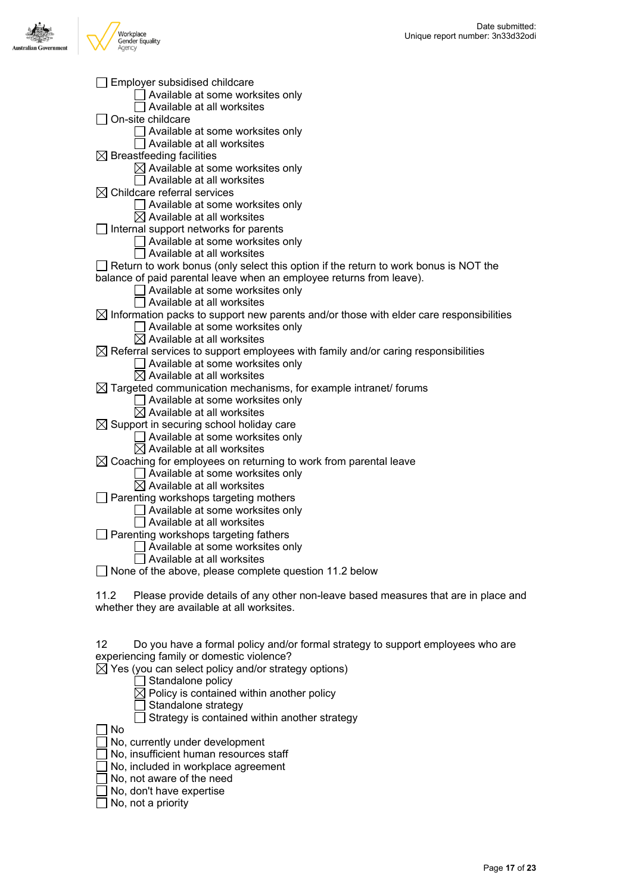☐ Employer subsidised childcare
    ☐ Available at some worksites only
    ☐ Available at all worksites
☐ On-site childcare
    ☐ Available at some worksites only
    ☐ Available at all worksites
☒ Breastfeeding facilities
    ☒ Available at some worksites only
    ☐ Available at all worksites
☒ Childcare referral services
    ☐ Available at some worksites only
    ☒ Available at all worksites
☐ Internal support networks for parents
    ☐ Available at some worksites only
    ☐ Available at all worksites
☐ Return to work bonus (only select this option if the return to work bonus is NOT the balance of paid parental leave when an employee returns from leave).
    ☐ Available at some worksites only
    ☐ Available at all worksites
☒ Information packs to support new parents and/or those with elder care responsibilities
    ☐ Available at some worksites only
    ☒ Available at all worksites
☒ Referral services to support employees with family and/or caring responsibilities
    ☐ Available at some worksites only
    ☒ Available at all worksites
☒ Targeted communication mechanisms, for example intranet/ forums
    ☐ Available at some worksites only
    ☒ Available at all worksites
☒ Support in securing school holiday care
    ☐ Available at some worksites only
    ☒ Available at all worksites
☒ Coaching for employees on returning to work from parental leave
    ☐ Available at some worksites only
    ☒ Available at all worksites
☐ Parenting workshops targeting mothers
    ☐ Available at some worksites only
    ☐ Available at all worksites
☐ Parenting workshops targeting fathers
    ☐ Available at some worksites only
    ☐ Available at all worksites
☐ None of the above, please complete question 11.2 below

11.2 Please provide details of any other non-leave based measures that are in place and whether they are available at all worksites.

12 Do you have a formal policy and/or formal strategy to support employees who are experiencing family or domestic violence?
☒ Yes (you can select policy and/or strategy options)
    ☐ Standalone policy
    ☒ Policy is contained within another policy
    ☐ Standalone strategy
    ☐ Strategy is contained within another strategy
☐ No
☐ No, currently under development
☐ No, insufficient human resources staff
☐ No, included in workplace agreement
☐ No, not aware of the need
☐ No, don't have expertise
☐ No, not a priority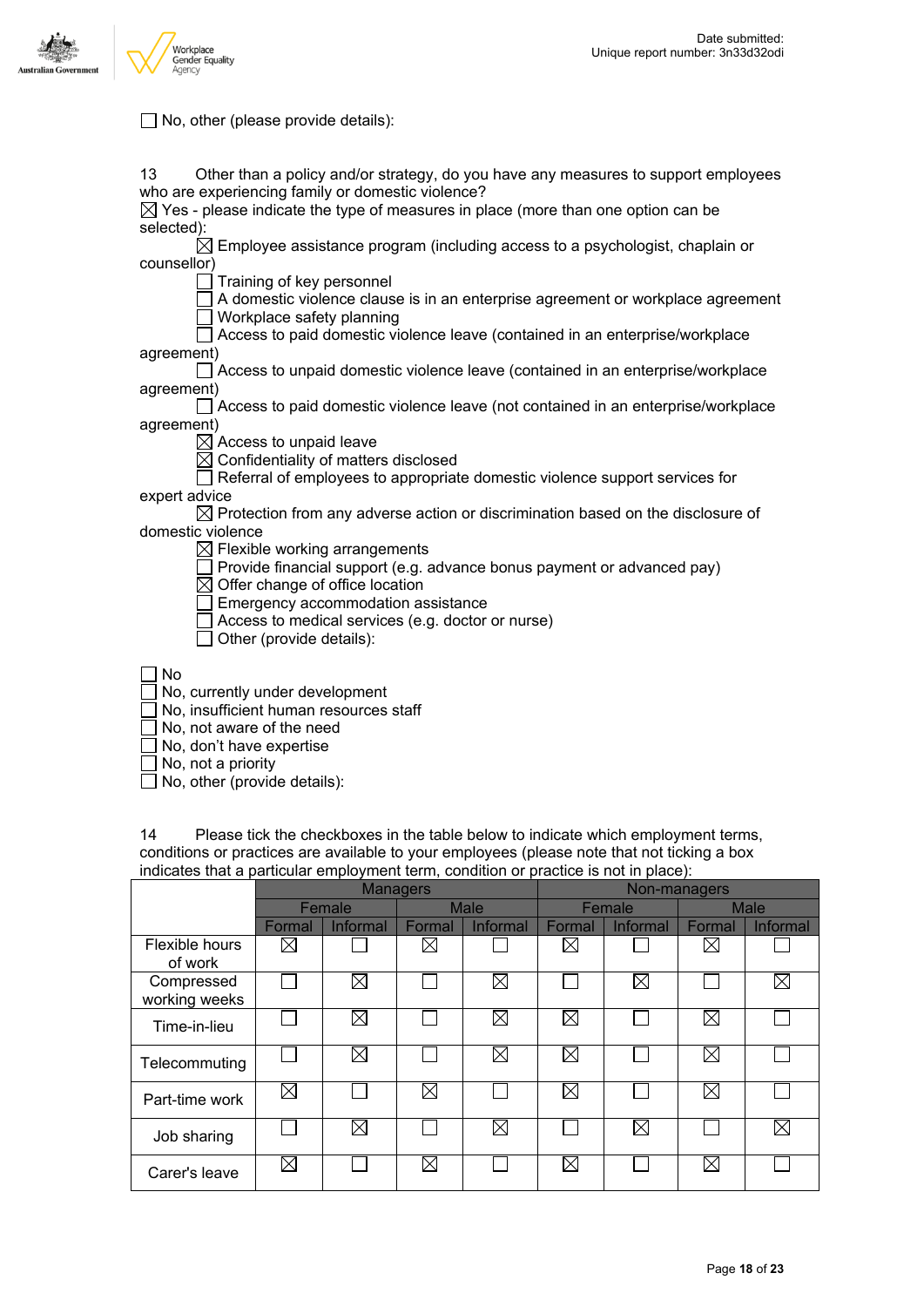☐ No, other (please provide details):

13 Other than a policy and/or strategy, do you have any measures to support employees who are experiencing family or domestic violence?

☒ Yes - please indicate the type of measures in place (more than one option can be selected):

- ☒ Employee assistance program (including access to a psychologist, chaplain or counsellor)
- ☐ Training of key personnel
- ☐ A domestic violence clause is in an enterprise agreement or workplace agreement
- ☐ Workplace safety planning
- ☐ Access to paid domestic violence leave (contained in an enterprise/workplace agreement)
- ☐ Access to unpaid domestic violence leave (contained in an enterprise/workplace agreement)
- ☐ Access to paid domestic violence leave (not contained in an enterprise/workplace agreement)
- ☒ Access to unpaid leave
- ☒ Confidentiality of matters disclosed
- ☐ Referral of employees to appropriate domestic violence support services for expert advice
- ☒ Protection from any adverse action or discrimination based on the disclosure of domestic violence
- ☒ Flexible working arrangements
- ☐ Provide financial support (e.g. advance bonus payment or advanced pay)
- ☒ Offer change of office location
- ☐ Emergency accommodation assistance
- ☐ Access to medical services (e.g. doctor or nurse)
- ☐ Other (provide details):

☐ No
☐ No, currently under development
☐ No, insufficient human resources staff
☐ No, not aware of the need
☐ No, don't have expertise
☐ No, not a priority
☐ No, other (provide details):

14 Please tick the checkboxes in the table below to indicate which employment terms, conditions or practices are available to your employees (please note that not ticking a box indicates that a particular employment term, condition or practice is not in place):

| | Managers | | | | Non-managers | | | |
|---|---|---|---|---|---|---|---|---|
| | Female | | Male | | Female | | Male | |
| | Formal | Informal | Formal | Informal | Formal | Informal | Formal | Informal |
| Flexible hours of work | ☒ | ☐ | ☒ | ☐ | ☒ | ☐ | ☒ | ☐ |
| Compressed working weeks | ☐ | ☒ | ☐ | ☒ | ☐ | ☒ | ☐ | ☒ |
| Time-in-lieu | ☐ | ☒ | ☐ | ☒ | ☒ | ☐ | ☒ | ☐ |
| Telecommuting | ☐ | ☒ | ☐ | ☒ | ☒ | ☐ | ☒ | ☐ |
| Part-time work | ☒ | ☐ | ☒ | ☐ | ☒ | ☐ | ☒ | ☐ |
| Job sharing | ☐ | ☒ | ☐ | ☒ | ☐ | ☒ | ☐ | ☒ |
| Carer's leave | ☒ | ☐ | ☒ | ☐ | ☒ | ☐ | ☒ | ☐ |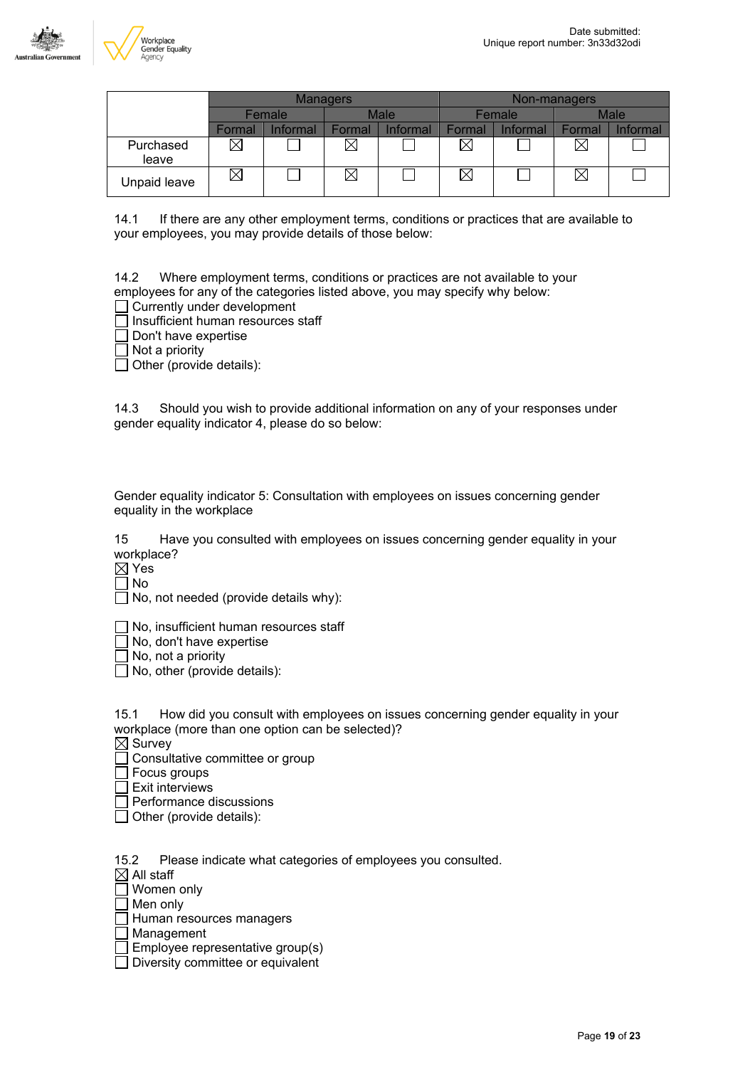| | Managers | | | | Non-managers | | | |
|---|---|---|---|---|---|---|---|---|
| | Female | | Male | | Female | | Male | |
| | Formal | Informal | Formal | Informal | Formal | Informal | Formal | Informal |
| Purchased leave | ☒ | ☐ | ☒ | ☐ | ☒ | ☐ | ☒ | ☐ |
| Unpaid leave | ☒ | ☐ | ☒ | ☐ | ☒ | ☐ | ☒ | ☐ |

14.1 If there are any other employment terms, conditions or practices that are available to your employees, you may provide details of those below:

14.2 Where employment terms, conditions or practices are not available to your employees for any of the categories listed above, you may specify why below:

☐ Currently under development
☐ Insufficient human resources staff
☐ Don't have expertise
☐ Not a priority
☐ Other (provide details):

14.3 Should you wish to provide additional information on any of your responses under gender equality indicator 4, please do so below:

Gender equality indicator 5: Consultation with employees on issues concerning gender equality in the workplace

15 Have you consulted with employees on issues concerning gender equality in your workplace?

☒ Yes
☐ No
☐ No, not needed (provide details why):

☐ No, insufficient human resources staff
☐ No, don't have expertise
☐ No, not a priority
☐ No, other (provide details):

15.1 How did you consult with employees on issues concerning gender equality in your workplace (more than one option can be selected)?

☒ Survey
☐ Consultative committee or group
☐ Focus groups
☐ Exit interviews
☐ Performance discussions
☐ Other (provide details):

15.2 Please indicate what categories of employees you consulted.

☒ All staff
☐ Women only
☐ Men only
☐ Human resources managers
☐ Management
☐ Employee representative group(s)
☐ Diversity committee or equivalent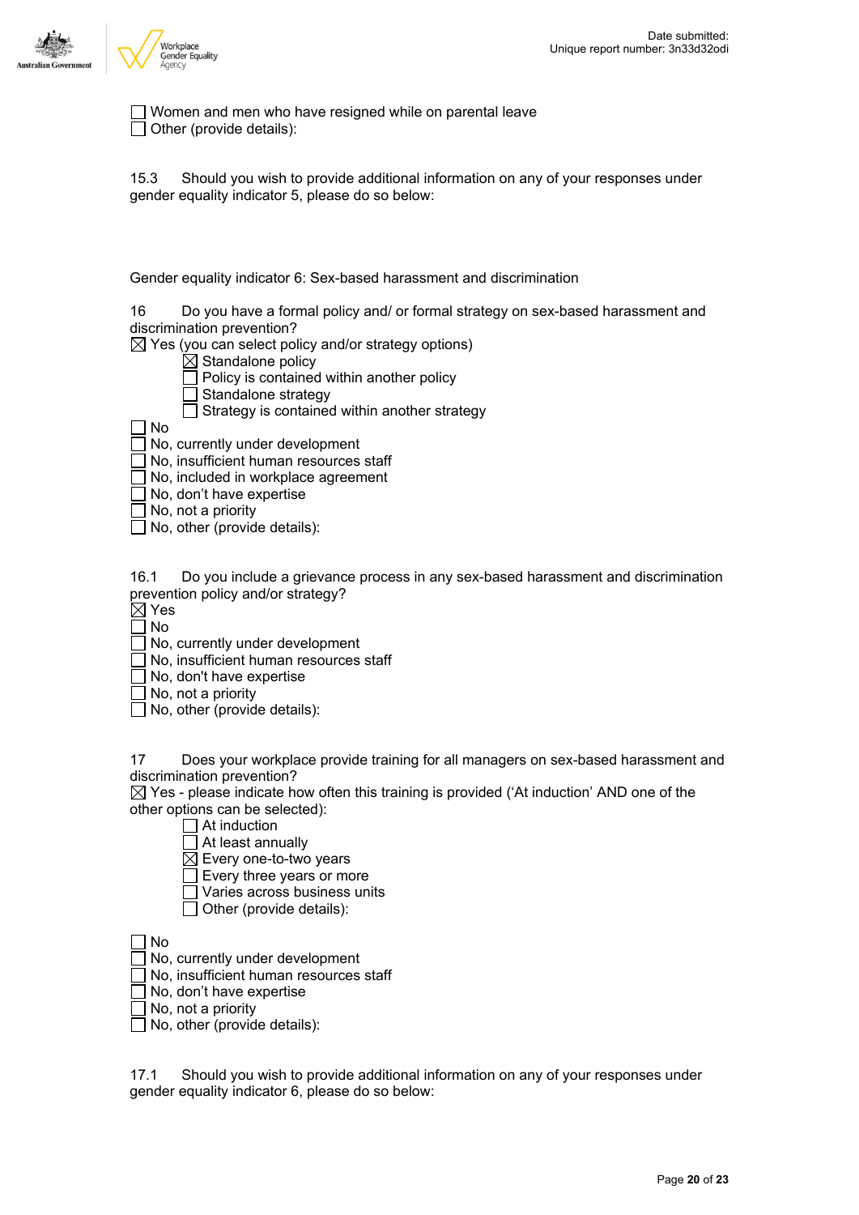- [ ] Women and men who have resigned while on parental leave
- [ ] Other (provide details):

15.3 Should you wish to provide additional information on any of your responses under gender equality indicator 5, please do so below:

Gender equality indicator 6: Sex-based harassment and discrimination

16 Do you have a formal policy and/ or formal strategy on sex-based harassment and discrimination prevention?

- [x] Yes (you can select policy and/or strategy options)
  - [x] Standalone policy
  - [ ] Policy is contained within another policy
  - [ ] Standalone strategy
  - [ ] Strategy is contained within another strategy
- [ ] No
- [ ] No, currently under development
- [ ] No, insufficient human resources staff
- [ ] No, included in workplace agreement
- [ ] No, don't have expertise
- [ ] No, not a priority
- [ ] No, other (provide details):

16.1 Do you include a grievance process in any sex-based harassment and discrimination prevention policy and/or strategy?

- [x] Yes
- [ ] No
- [ ] No, currently under development
- [ ] No, insufficient human resources staff
- [ ] No, don't have expertise
- [ ] No, not a priority
- [ ] No, other (provide details):

17 Does your workplace provide training for all managers on sex-based harassment and discrimination prevention?

- [x] Yes - please indicate how often this training is provided ('At induction' AND one of the other options can be selected):
  - [ ] At induction
  - [ ] At least annually
  - [x] Every one-to-two years
  - [ ] Every three years or more
  - [ ] Varies across business units
  - [ ] Other (provide details):
- [ ] No
- [ ] No, currently under development
- [ ] No, insufficient human resources staff
- [ ] No, don't have expertise
- [ ] No, not a priority
- [ ] No, other (provide details):

17.1 Should you wish to provide additional information on any of your responses under gender equality indicator 6, please do so below: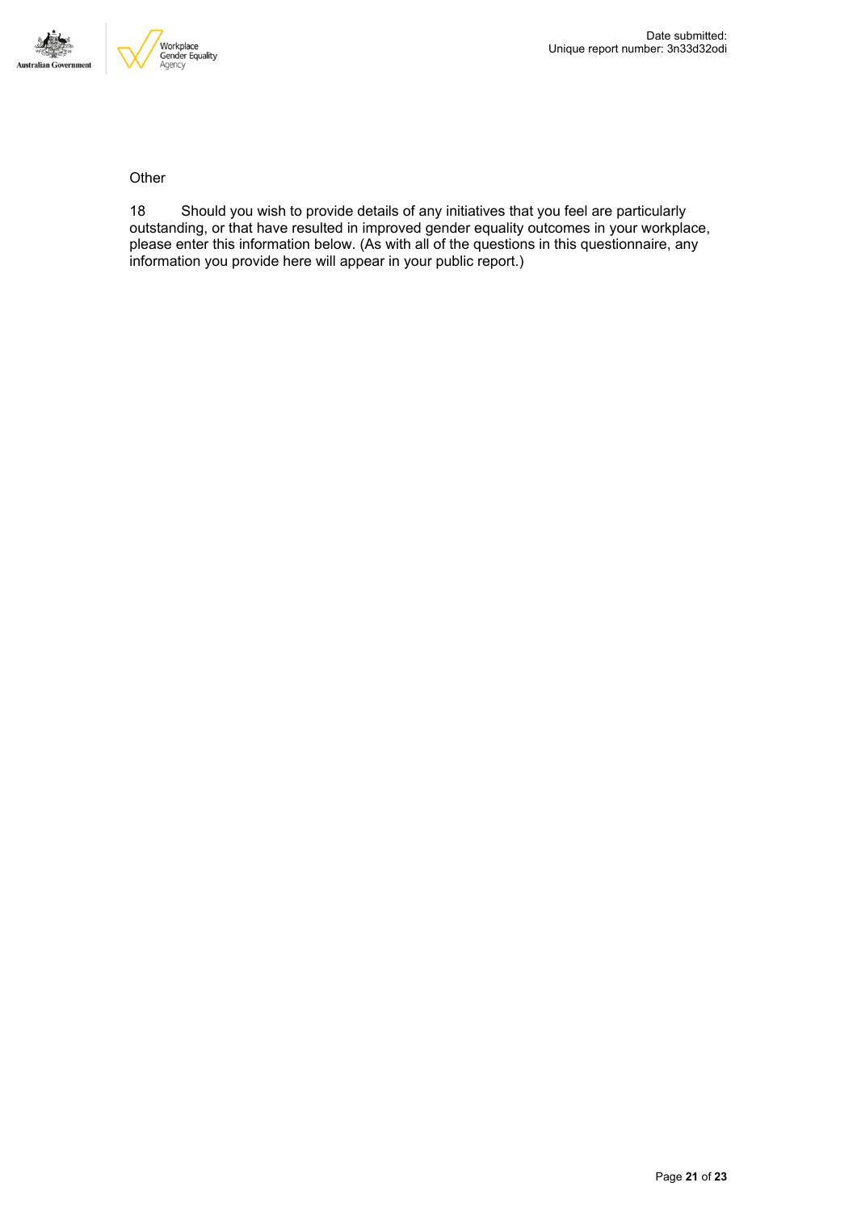Other

18 Should you wish to provide details of any initiatives that you feel are particularly outstanding, or that have resulted in improved gender equality outcomes in your workplace, please enter this information below. (As with all of the questions in this questionnaire, any information you provide here will appear in your public report.)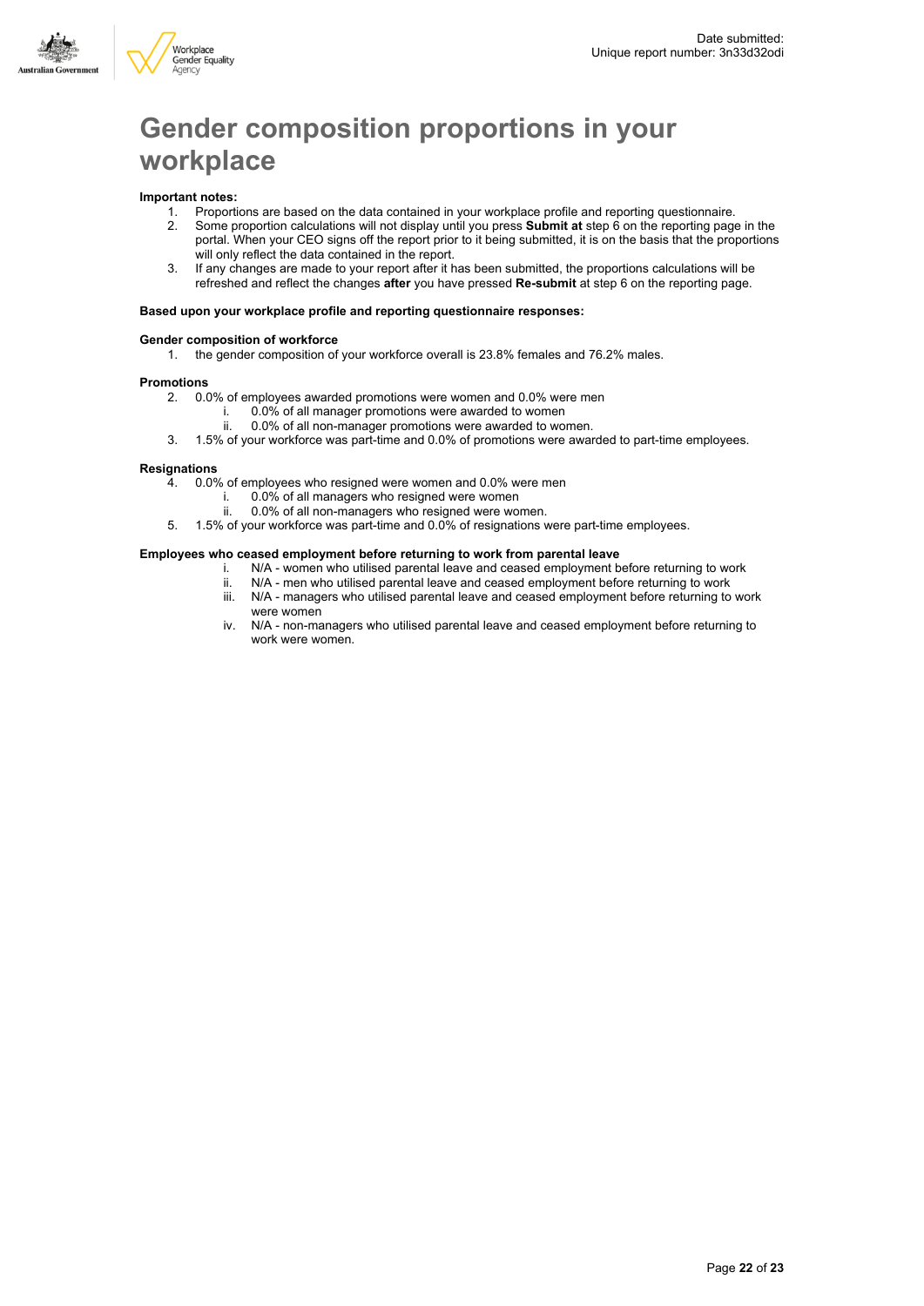# Gender composition proportions in your workplace

**Important notes:**

1. Proportions are based on the data contained in your workplace profile and reporting questionnaire.
2. Some proportion calculations will not display until you press **Submit at** step 6 on the reporting page in the portal. When your CEO signs off the report prior to it being submitted, it is on the basis that the proportions will only reflect the data contained in the report.
3. If any changes are made to your report after it has been submitted, the proportions calculations will be refreshed and reflect the changes **after** you have pressed **Re-submit** at step 6 on the reporting page.

**Based upon your workplace profile and reporting questionnaire responses:**

**Gender composition of workforce**

1. the gender composition of your workforce overall is 23.8% females and 76.2% males.

**Promotions**

2. 0.0% of employees awarded promotions were women and 0.0% were men
   i. 0.0% of all manager promotions were awarded to women
   ii. 0.0% of all non-manager promotions were awarded to women.
3. 1.5% of your workforce was part-time and 0.0% of promotions were awarded to part-time employees.

**Resignations**

4. 0.0% of employees who resigned were women and 0.0% were men
   i. 0.0% of all managers who resigned were women
   ii. 0.0% of all non-managers who resigned were women.
5. 1.5% of your workforce was part-time and 0.0% of resignations were part-time employees.

**Employees who ceased employment before returning to work from parental leave**

i. N/A - women who utilised parental leave and ceased employment before returning to work
ii. N/A - men who utilised parental leave and ceased employment before returning to work
iii. N/A - managers who utilised parental leave and ceased employment before returning to work were women
iv. N/A - non-managers who utilised parental leave and ceased employment before returning to work were women.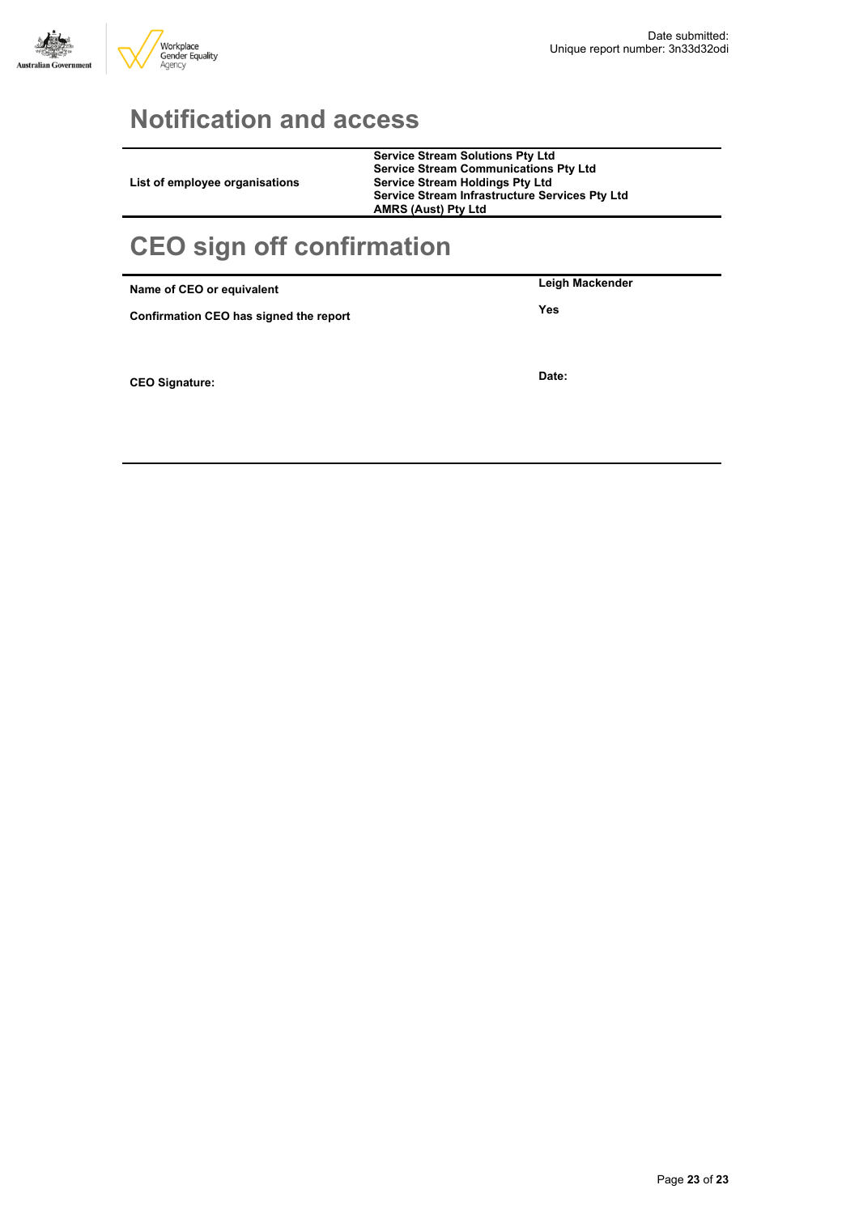## Notification and access

| | |
|---|---|
| **List of employee organisations** | **Service Stream Solutions Pty Ltd**<br>**Service Stream Communications Pty Ltd**<br>**Service Stream Holdings Pty Ltd**<br>**Service Stream Infrastructure Services Pty Ltd**<br>**AMRS (Aust) Pty Ltd** |

## CEO sign off confirmation

| | |
|---|---|
| **Name of CEO or equivalent** | **Leigh Mackender** |
| **Confirmation CEO has signed the report** | **Yes** |
| **CEO Signature:** | **Date:** |